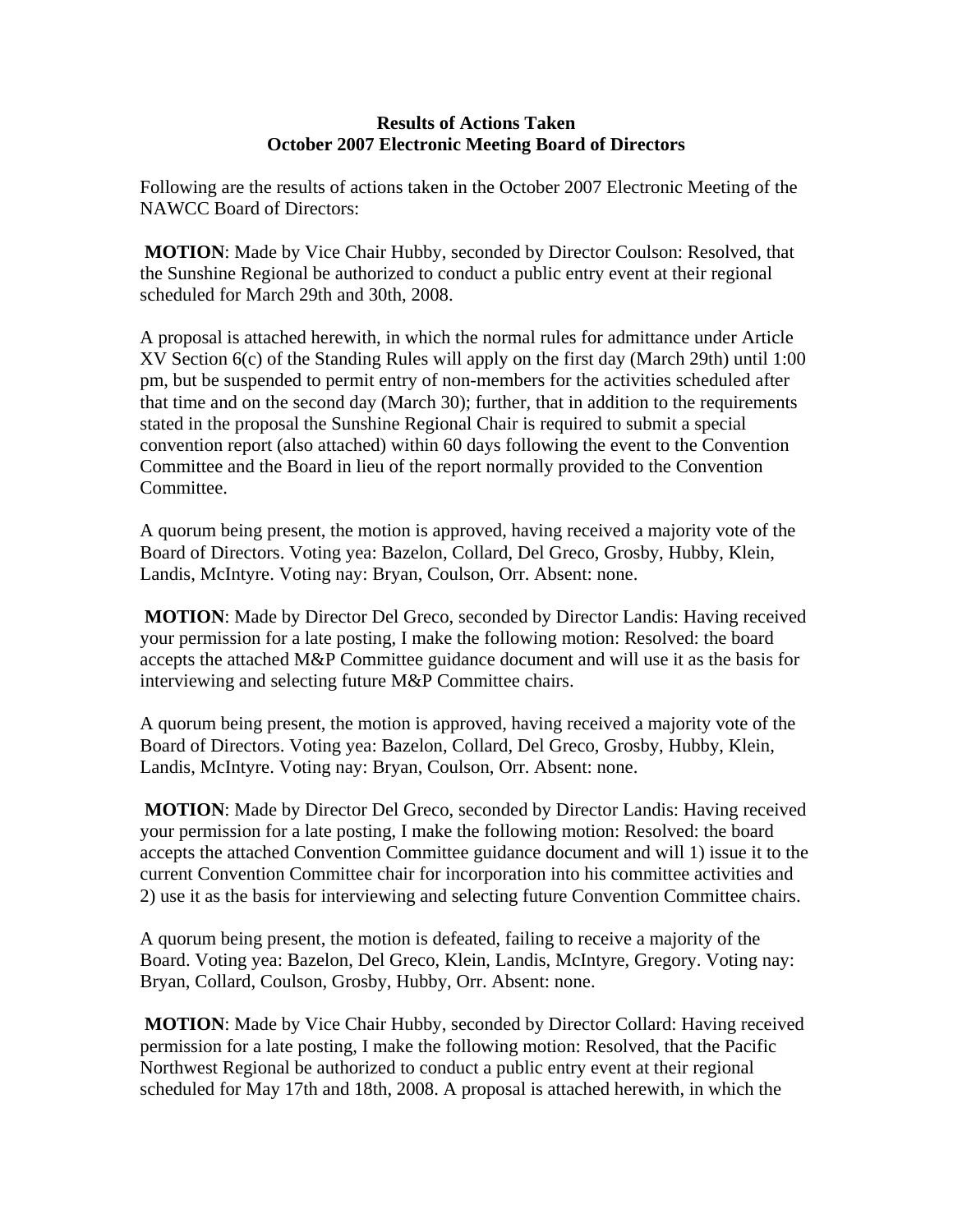**Results of Actions Taken**
**October 2007 Electronic Meeting Board of Directors**

Following are the results of actions taken in the October 2007 Electronic Meeting of the NAWCC Board of Directors:

**MOTION**: Made by Vice Chair Hubby, seconded by Director Coulson: Resolved, that the Sunshine Regional be authorized to conduct a public entry event at their regional scheduled for March 29th and 30th, 2008.

A proposal is attached herewith, in which the normal rules for admittance under Article XV Section 6(c) of the Standing Rules will apply on the first day (March 29th) until 1:00 pm, but be suspended to permit entry of non-members for the activities scheduled after that time and on the second day (March 30); further, that in addition to the requirements stated in the proposal the Sunshine Regional Chair is required to submit a special convention report (also attached) within 60 days following the event to the Convention Committee and the Board in lieu of the report normally provided to the Convention Committee.

A quorum being present, the motion is approved, having received a majority vote of the Board of Directors. Voting yea: Bazelon, Collard, Del Greco, Grosby, Hubby, Klein, Landis, McIntyre. Voting nay: Bryan, Coulson, Orr. Absent: none.

**MOTION**: Made by Director Del Greco, seconded by Director Landis: Having received your permission for a late posting, I make the following motion: Resolved: the board accepts the attached M&P Committee guidance document and will use it as the basis for interviewing and selecting future M&P Committee chairs.

A quorum being present, the motion is approved, having received a majority vote of the Board of Directors. Voting yea: Bazelon, Collard, Del Greco, Grosby, Hubby, Klein, Landis, McIntyre. Voting nay: Bryan, Coulson, Orr. Absent: none.

**MOTION**: Made by Director Del Greco, seconded by Director Landis: Having received your permission for a late posting, I make the following motion: Resolved: the board accepts the attached Convention Committee guidance document and will 1) issue it to the current Convention Committee chair for incorporation into his committee activities and 2) use it as the basis for interviewing and selecting future Convention Committee chairs.

A quorum being present, the motion is defeated, failing to receive a majority of the Board. Voting yea: Bazelon, Del Greco, Klein, Landis, McIntyre, Gregory. Voting nay: Bryan, Collard, Coulson, Grosby, Hubby, Orr. Absent: none.

**MOTION**: Made by Vice Chair Hubby, seconded by Director Collard: Having received permission for a late posting, I make the following motion: Resolved, that the Pacific Northwest Regional be authorized to conduct a public entry event at their regional scheduled for May 17th and 18th, 2008. A proposal is attached herewith, in which the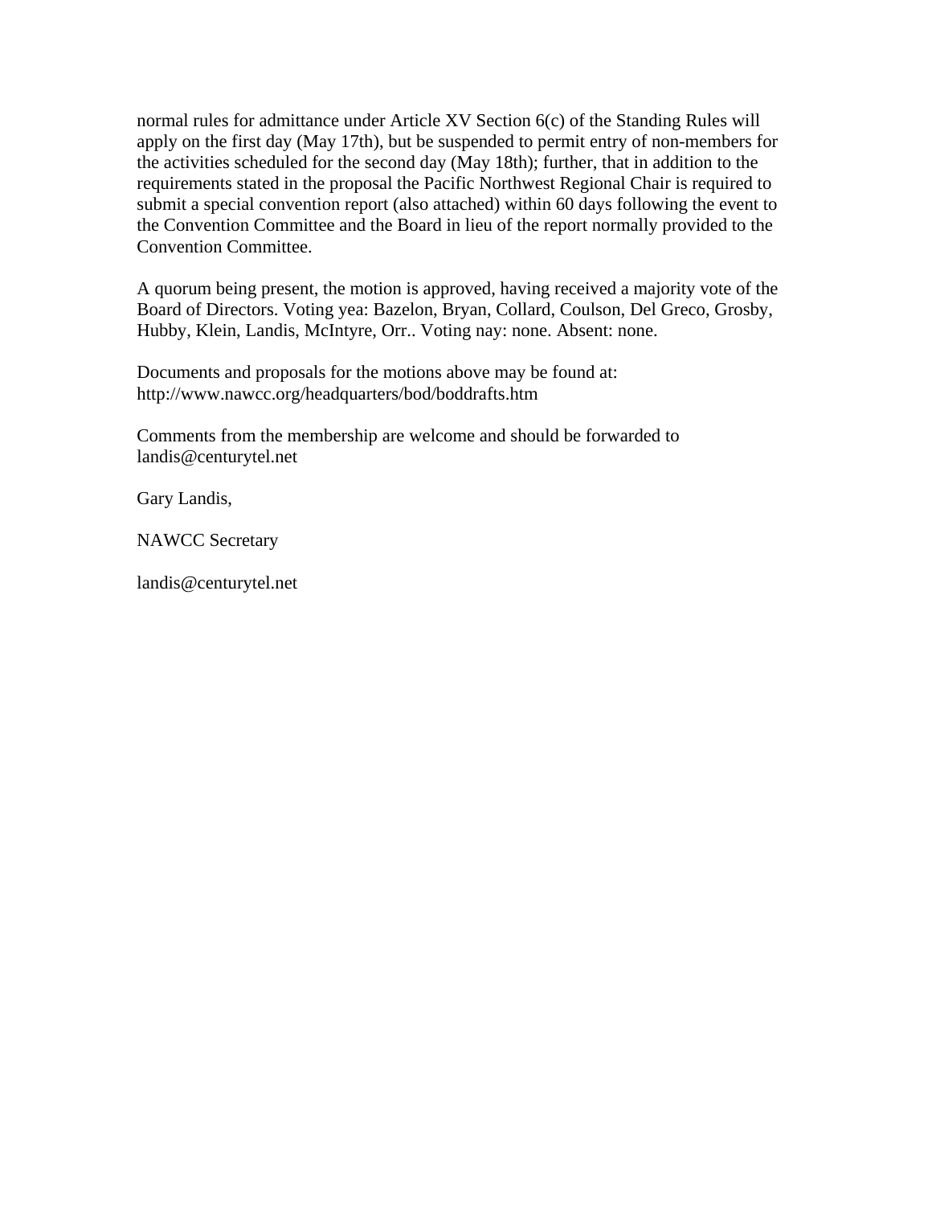normal rules for admittance under Article XV Section 6(c) of the Standing Rules will apply on the first day (May 17th), but be suspended to permit entry of non-members for the activities scheduled for the second day (May 18th); further, that in addition to the requirements stated in the proposal the Pacific Northwest Regional Chair is required to submit a special convention report (also attached) within 60 days following the event to the Convention Committee and the Board in lieu of the report normally provided to the Convention Committee.

A quorum being present, the motion is approved, having received a majority vote of the Board of Directors. Voting yea: Bazelon, Bryan, Collard, Coulson, Del Greco, Grosby, Hubby, Klein, Landis, McIntyre, Orr.. Voting nay: none. Absent: none.

Documents and proposals for the motions above may be found at: http://www.nawcc.org/headquarters/bod/boddrafts.htm

Comments from the membership are welcome and should be forwarded to landis@centurytel.net

Gary Landis,

NAWCC Secretary

landis@centurytel.net